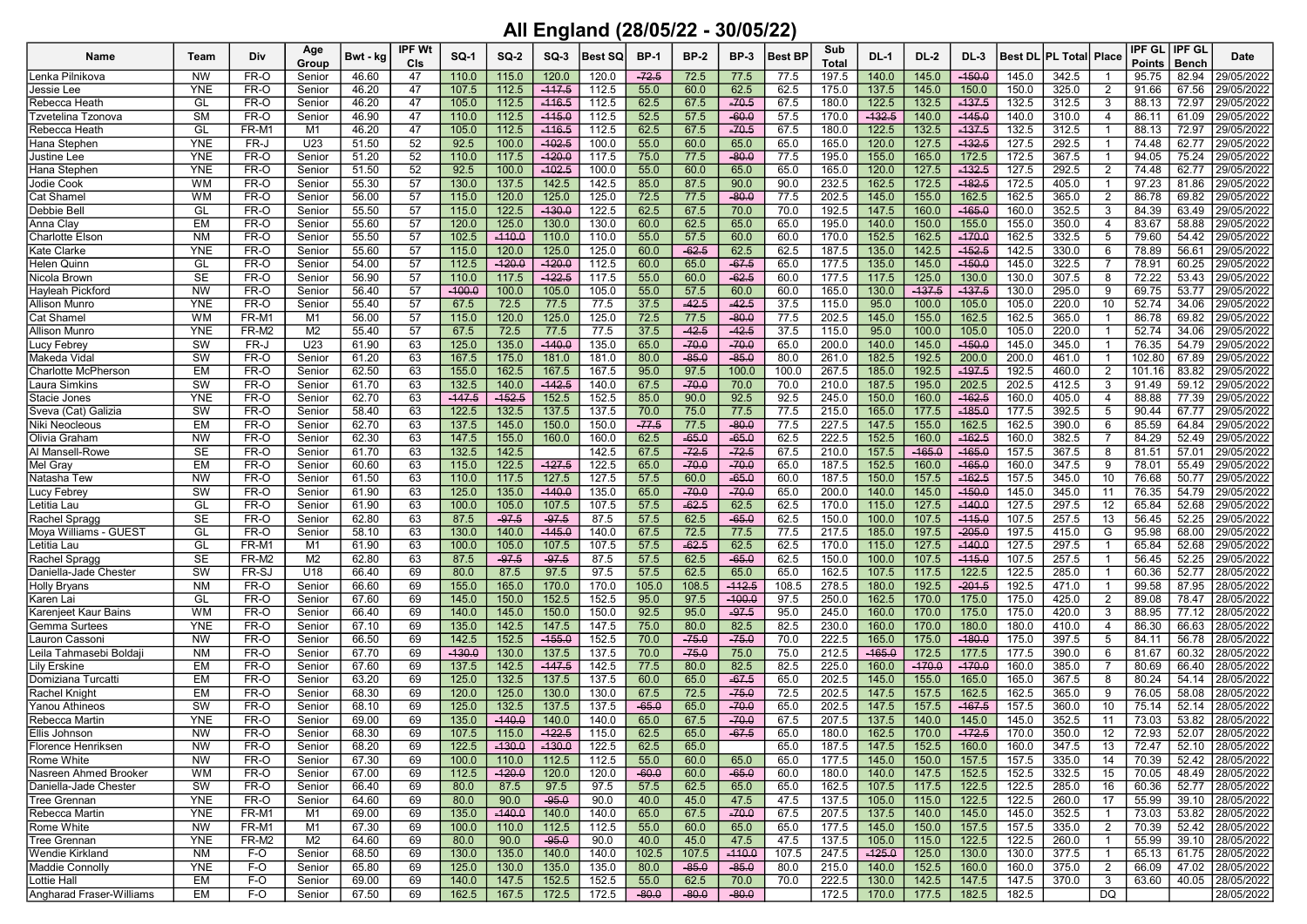# All England (28/05/22 - 30/05/22)

| Name | Team | Div | Age Group | Bwt - kg | IPF Wt Cls | SQ-1 | SQ-2 | SQ-3 | Best SQ | BP-1 | BP-2 | BP-3 | Best BP | Sub Total | DL-1 | DL-2 | DL-3 | Best DL | PL Total | Place | IPF GL Points | IPF GL Bench | Date |
|---|---|---|---|---|---|---|---|---|---|---|---|---|---|---|---|---|---|---|---|---|---|---|---|
| Lenka Pilnikova | NW | FR-O | Senior | 46.60 | 47 | 110.0 | 115.0 | 120.0 | 120.0 | ~~-72.5~~ | 72.5 | 77.5 | 77.5 | 197.5 | 140.0 | 145.0 | ~~-150.0~~ | 145.0 | 342.5 | 1 | 95.75 | 82.94 | 29/05/2022 |
| Jessie Lee | YNE | FR-O | Senior | 46.20 | 47 | 107.5 | 112.5 | ~~-117.5~~ | 112.5 | 55.0 | 60.0 | 62.5 | 62.5 | 175.0 | 137.5 | 145.0 | 150.0 | 150.0 | 325.0 | 2 | 91.66 | 67.56 | 29/05/2022 |
| Rebecca Heath | GL | FR-O | Senior | 46.20 | 47 | 105.0 | 112.5 | ~~-116.5~~ | 112.5 | 62.5 | 67.5 | ~~-70.5~~ | 67.5 | 180.0 | 122.5 | 132.5 | ~~-137.5~~ | 132.5 | 312.5 | 3 | 88.13 | 72.97 | 29/05/2022 |
| Tzvetelina Tzonova | SM | FR-O | Senior | 46.90 | 47 | 110.0 | 112.5 | ~~-115.0~~ | 112.5 | 52.5 | 57.5 | ~~-60.0~~ | 57.5 | 170.0 | ~~-132.5~~ | 140.0 | ~~-145.0~~ | 140.0 | 310.0 | 4 | 86.11 | 61.09 | 29/05/2022 |
| Rebecca Heath | GL | FR-M1 | M1 | 46.20 | 47 | 105.0 | 112.5 | ~~-116.5~~ | 112.5 | 62.5 | 67.5 | ~~-70.5~~ | 67.5 | 180.0 | 122.5 | 132.5 | ~~-137.5~~ | 132.5 | 312.5 | 1 | 88.13 | 72.97 | 29/05/2022 |
| Hana Stephen | YNE | FR-J | U23 | 51.50 | 52 | 92.5 | 100.0 | ~~-102.5~~ | 100.0 | 55.0 | 60.0 | 65.0 | 65.0 | 165.0 | 120.0 | 127.5 | ~~-132.5~~ | 127.5 | 292.5 | 1 | 74.48 | 62.77 | 29/05/2022 |
| Justine Lee | YNE | FR-O | Senior | 51.20 | 52 | 110.0 | 117.5 | ~~-120.0~~ | 117.5 | 75.0 | 77.5 | ~~-80.0~~ | 77.5 | 195.0 | 155.0 | 165.0 | 172.5 | 172.5 | 367.5 | 1 | 94.05 | 75.24 | 29/05/2022 |
| Hana Stephen | YNE | FR-O | Senior | 51.50 | 52 | 92.5 | 100.0 | ~~-102.5~~ | 100.0 | 55.0 | 60.0 | 65.0 | 65.0 | 165.0 | 120.0 | 127.5 | ~~-132.5~~ | 127.5 | 292.5 | 2 | 74.48 | 62.77 | 29/05/2022 |
| Jodie Cook | WM | FR-O | Senior | 55.30 | 57 | 130.0 | 137.5 | 142.5 | 142.5 | 85.0 | 87.5 | 90.0 | 90.0 | 232.5 | 162.5 | 172.5 | ~~-182.5~~ | 172.5 | 405.0 | 1 | 97.23 | 81.86 | 29/05/2022 |
| Cat Shamel | WM | FR-O | Senior | 56.00 | 57 | 115.0 | 120.0 | 125.0 | 125.0 | 72.5 | 77.5 | ~~-80.0~~ | 77.5 | 202.5 | 145.0 | 155.0 | 162.5 | 162.5 | 365.0 | 2 | 86.78 | 69.82 | 29/05/2022 |
| Debbie Bell | GL | FR-O | Senior | 55.50 | 57 | 115.0 | 122.5 | ~~-130.0~~ | 122.5 | 62.5 | 67.5 | 70.0 | 70.0 | 192.5 | 147.5 | 160.0 | ~~-165.0~~ | 160.0 | 352.5 | 3 | 84.39 | 63.49 | 29/05/2022 |
| Anna Clay | EM | FR-O | Senior | 55.60 | 57 | 120.0 | 125.0 | 130.0 | 130.0 | 60.0 | 62.5 | 65.0 | 65.0 | 195.0 | 140.0 | 150.0 | 155.0 | 155.0 | 350.0 | 4 | 83.67 | 58.88 | 29/05/2022 |
| Charlotte Elson | NM | FR-O | Senior | 55.50 | 57 | 102.5 | ~~-110.0~~ | 110.0 | 110.0 | 55.0 | 57.5 | 60.0 | 60.0 | 170.0 | 152.5 | 162.5 | ~~-170.0~~ | 162.5 | 332.5 | 5 | 79.60 | 54.42 | 29/05/2022 |
| Kate Clarke | YNE | FR-O | Senior | 55.60 | 57 | 115.0 | 120.0 | 125.0 | 125.0 | 60.0 | ~~-62.5~~ | 62.5 | 62.5 | 187.5 | 135.0 | 142.5 | ~~-152.5~~ | 142.5 | 330.0 | 6 | 78.89 | 56.61 | 29/05/2022 |
| Helen Quinn | GL | FR-O | Senior | 54.00 | 57 | 112.5 | ~~-120.0~~ | ~~-120.0~~ | 112.5 | 60.0 | 65.0 | ~~-67.5~~ | 65.0 | 177.5 | 135.0 | 145.0 | ~~-150.0~~ | 145.0 | 322.5 | 7 | 78.91 | 60.25 | 29/05/2022 |
| Nicola Brown | SE | FR-O | Senior | 56.90 | 57 | 110.0 | 117.5 | ~~-122.5~~ | 117.5 | 55.0 | 60.0 | ~~-62.5~~ | 60.0 | 177.5 | 117.5 | 125.0 | 130.0 | 130.0 | 307.5 | 8 | 72.22 | 53.43 | 29/05/2022 |
| Hayleah Pickford | NW | FR-O | Senior | 56.40 | 57 | ~~-100.0~~ | 100.0 | 105.0 | 105.0 | 55.0 | 57.5 | 60.0 | 60.0 | 165.0 | 130.0 | ~~-137.5~~ | ~~-137.5~~ | 130.0 | 295.0 | 9 | 69.75 | 53.77 | 29/05/2022 |
| Allison Munro | YNE | FR-O | Senior | 55.40 | 57 | 67.5 | 72.5 | 77.5 | 77.5 | 37.5 | ~~-42.5~~ | ~~-42.5~~ | 37.5 | 115.0 | 95.0 | 100.0 | 105.0 | 105.0 | 220.0 | 10 | 52.74 | 34.06 | 29/05/2022 |
| Cat Shamel | WM | FR-M1 | M1 | 56.00 | 57 | 115.0 | 120.0 | 125.0 | 125.0 | 72.5 | 77.5 | ~~-80.0~~ | 77.5 | 202.5 | 145.0 | 155.0 | 162.5 | 162.5 | 365.0 | 1 | 86.78 | 69.82 | 29/05/2022 |
| Allison Munro | YNE | FR-M2 | M2 | 55.40 | 57 | 67.5 | 72.5 | 77.5 | 77.5 | 37.5 | ~~-42.5~~ | ~~-42.5~~ | 37.5 | 115.0 | 95.0 | 100.0 | 105.0 | 105.0 | 220.0 | 1 | 52.74 | 34.06 | 29/05/2022 |
| Lucy Febrey | SW | FR-J | U23 | 61.90 | 63 | 125.0 | 135.0 | ~~-140.0~~ | 135.0 | 65.0 | ~~-70.0~~ | ~~-70.0~~ | 65.0 | 200.0 | 140.0 | 145.0 | ~~-150.0~~ | 145.0 | 345.0 | 1 | 76.35 | 54.79 | 29/05/2022 |
| Makeda Vidal | SW | FR-O | Senior | 61.20 | 63 | 167.5 | 175.0 | 181.0 | 181.0 | 80.0 | ~~-85.0~~ | ~~-85.0~~ | 80.0 | 261.0 | 182.5 | 192.5 | 200.0 | 200.0 | 461.0 | 1 | 102.80 | 67.89 | 29/05/2022 |
| Charlotte McPherson | EM | FR-O | Senior | 62.50 | 63 | 155.0 | 162.5 | 167.5 | 167.5 | 95.0 | 97.5 | 100.0 | 100.0 | 267.5 | 185.0 | 192.5 | ~~-197.5~~ | 192.5 | 460.0 | 2 | 101.16 | 83.82 | 29/05/2022 |
| Laura Simkins | SW | FR-O | Senior | 61.70 | 63 | 132.5 | 140.0 | ~~-142.5~~ | 140.0 | 67.5 | ~~-70.0~~ | 70.0 | 70.0 | 210.0 | 187.5 | 195.0 | 202.5 | 202.5 | 412.5 | 3 | 91.49 | 59.12 | 29/05/2022 |
| Stacie Jones | YNE | FR-O | Senior | 62.70 | 63 | ~~-147.5~~ | ~~-152.5~~ | 152.5 | 152.5 | 85.0 | 90.0 | 92.5 | 92.5 | 245.0 | 150.0 | 160.0 | ~~-162.5~~ | 160.0 | 405.0 | 4 | 88.88 | 77.39 | 29/05/2022 |
| Sveva (Cat) Galizia | SW | FR-O | Senior | 58.40 | 63 | 122.5 | 132.5 | 137.5 | 137.5 | 70.0 | 75.0 | 77.5 | 77.5 | 215.0 | 165.0 | 177.5 | ~~-185.0~~ | 177.5 | 392.5 | 5 | 90.44 | 67.77 | 29/05/2022 |
| Niki Neocleous | EM | FR-O | Senior | 62.70 | 63 | 137.5 | 145.0 | 150.0 | 150.0 | ~~-77.5~~ | 77.5 | ~~-80.0~~ | 77.5 | 227.5 | 147.5 | 155.0 | 162.5 | 162.5 | 390.0 | 6 | 85.59 | 64.84 | 29/05/2022 |
| Olivia Graham | NW | FR-O | Senior | 62.30 | 63 | 147.5 | 155.0 | 160.0 | 160.0 | 62.5 | ~~-65.0~~ | ~~-65.0~~ | 62.5 | 222.5 | 152.5 | 160.0 | ~~-162.5~~ | 160.0 | 382.5 | 7 | 84.29 | 52.49 | 29/05/2022 |
| Al Mansell-Rowe | SE | FR-O | Senior | 61.70 | 63 | 132.5 | 142.5 | | 142.5 | 67.5 | ~~-72.5~~ | ~~-72.5~~ | 67.5 | 210.0 | 157.5 | ~~-165.0~~ | ~~-165.0~~ | 157.5 | 367.5 | 8 | 81.51 | 57.01 | 29/05/2022 |
| Mel Gray | EM | FR-O | Senior | 60.60 | 63 | 115.0 | 122.5 | ~~-127.5~~ | 122.5 | 65.0 | ~~-70.0~~ | ~~-70.0~~ | 65.0 | 187.5 | 152.5 | 160.0 | ~~-165.0~~ | 160.0 | 347.5 | 9 | 78.01 | 55.49 | 29/05/2022 |
| Natasha Tew | NW | FR-O | Senior | 61.50 | 63 | 110.0 | 117.5 | 127.5 | 127.5 | 57.5 | 60.0 | ~~-65.0~~ | 60.0 | 187.5 | 150.0 | 157.5 | ~~-162.5~~ | 157.5 | 345.0 | 10 | 76.68 | 50.77 | 29/05/2022 |
| Lucy Febrey | SW | FR-O | Senior | 61.90 | 63 | 125.0 | 135.0 | ~~-140.0~~ | 135.0 | 65.0 | ~~-70.0~~ | ~~-70.0~~ | 65.0 | 200.0 | 140.0 | 145.0 | ~~-150.0~~ | 145.0 | 345.0 | 11 | 76.35 | 54.79 | 29/05/2022 |
| Letitia Lau | GL | FR-O | Senior | 61.90 | 63 | 100.0 | 105.0 | 107.5 | 107.5 | 57.5 | ~~-62.5~~ | 62.5 | 62.5 | 170.0 | 115.0 | 127.5 | ~~-140.0~~ | 127.5 | 297.5 | 12 | 65.84 | 52.68 | 29/05/2022 |
| Rachel Spragg | SE | FR-O | Senior | 62.80 | 63 | 87.5 | ~~-97.5~~ | ~~-97.5~~ | 87.5 | 57.5 | 62.5 | ~~-65.0~~ | 62.5 | 150.0 | 100.0 | 107.5 | ~~-115.0~~ | 107.5 | 257.5 | 13 | 56.45 | 52.25 | 29/05/2022 |
| Moya Williams - GUEST | GL | FR-O | Senior | 58.10 | 63 | 130.0 | 140.0 | ~~-145.0~~ | 140.0 | 67.5 | 72.5 | 77.5 | 77.5 | 217.5 | 185.0 | 197.5 | ~~-205.0~~ | 197.5 | 415.0 | G | 95.98 | 68.00 | 29/05/2022 |
| Letitia Lau | GL | FR-M1 | M1 | 61.90 | 63 | 100.0 | 105.0 | 107.5 | 107.5 | 57.5 | ~~-62.5~~ | 62.5 | 62.5 | 170.0 | 115.0 | 127.5 | ~~-140.0~~ | 127.5 | 297.5 | 1 | 65.84 | 52.68 | 29/05/2022 |
| Rachel Spragg | SE | FR-M2 | M2 | 62.80 | 63 | 87.5 | ~~-97.5~~ | ~~-97.5~~ | 87.5 | 57.5 | 62.5 | ~~-65.0~~ | 62.5 | 150.0 | 100.0 | 107.5 | ~~-115.0~~ | 107.5 | 257.5 | 1 | 56.45 | 52.25 | 29/05/2022 |
| Daniella-Jade Chester | SW | FR-SJ | U18 | 66.40 | 69 | 80.0 | 87.5 | 97.5 | 97.5 | 57.5 | 62.5 | 65.0 | 65.0 | 162.5 | 107.5 | 117.5 | 122.5 | 122.5 | 285.0 | 1 | 60.36 | 52.77 | 28/05/2022 |
| Holly Bryans | NM | FR-O | Senior | 66.60 | 69 | 155.0 | 165.0 | 170.0 | 170.0 | 105.0 | 108.5 | ~~-112.5~~ | 108.5 | 278.5 | 180.0 | 192.5 | ~~-201.5~~ | 192.5 | 471.0 | 1 | 99.58 | 87.95 | 28/05/2022 |
| Karen Lai | GL | FR-O | Senior | 67.60 | 69 | 145.0 | 150.0 | 152.5 | 152.5 | 95.0 | 97.5 | ~~-100.0~~ | 97.5 | 250.0 | 162.5 | 170.0 | 175.0 | 175.0 | 425.0 | 2 | 89.08 | 78.47 | 28/05/2022 |
| Karenjeet Kaur Bains | WM | FR-O | Senior | 66.40 | 69 | 140.0 | 145.0 | 150.0 | 150.0 | 92.5 | 95.0 | ~~-97.5~~ | 95.0 | 245.0 | 160.0 | 170.0 | 175.0 | 175.0 | 420.0 | 3 | 88.95 | 77.12 | 28/05/2022 |
| Gemma Surtees | YNE | FR-O | Senior | 67.10 | 69 | 135.0 | 145.0 | 147.5 | 147.5 | 75.0 | 80.0 | 82.5 | 82.5 | 230.0 | 160.0 | 170.0 | 180.0 | 180.0 | 410.0 | 4 | 86.30 | 66.63 | 28/05/2022 |
| Lauron Cassoni | NW | FR-O | Senior | 66.50 | 69 | 142.5 | 152.5 | ~~-155.0~~ | 152.5 | 70.0 | ~~-75.0~~ | ~~-75.0~~ | 70.0 | 222.5 | 165.0 | 175.0 | ~~-180.0~~ | 175.0 | 397.5 | 5 | 84.11 | 56.78 | 28/05/2022 |
| Leila Tahmasebi Boldaji | NM | FR-O | Senior | 67.70 | 69 | ~~-130.0~~ | 130.0 | 137.5 | 137.5 | 70.0 | ~~-75.0~~ | 75.0 | 75.0 | 212.5 | ~~-165.0~~ | 172.5 | 177.5 | 177.5 | 390.0 | 6 | 81.67 | 60.32 | 28/05/2022 |
| Lily Erskine | EM | FR-O | Senior | 67.60 | 69 | 137.5 | 142.5 | ~~-147.5~~ | 142.5 | 77.5 | 80.0 | 82.5 | 82.5 | 225.0 | 160.0 | ~~-170.0~~ | ~~-170.0~~ | 160.0 | 385.0 | 7 | 80.69 | 66.40 | 28/05/2022 |
| Domiziana Turcatti | EM | FR-O | Senior | 63.20 | 69 | 125.0 | 132.5 | 137.5 | 137.5 | 60.0 | 65.0 | ~~-67.5~~ | 65.0 | 202.5 | 145.0 | 155.0 | 165.0 | 165.0 | 367.5 | 8 | 80.24 | 54.14 | 28/05/2022 |
| Rachel Knight | EM | FR-O | Senior | 68.30 | 69 | 120.0 | 125.0 | 130.0 | 130.0 | 67.5 | 72.5 | ~~-75.0~~ | 72.5 | 202.5 | 147.5 | 157.5 | 162.5 | 162.5 | 365.0 | 9 | 76.05 | 58.08 | 28/05/2022 |
| Yanou Athineos | SW | FR-O | Senior | 68.10 | 69 | 125.0 | 132.5 | 137.5 | 137.5 | ~~-65.0~~ | 65.0 | ~~-70.0~~ | 65.0 | 202.5 | 147.5 | 157.5 | ~~-167.5~~ | 157.5 | 360.0 | 10 | 75.14 | 52.14 | 28/05/2022 |
| Rebecca Martin | YNE | FR-O | Senior | 69.00 | 69 | 135.0 | ~~-140.0~~ | 140.0 | 140.0 | 65.0 | 67.5 | ~~-70.0~~ | 67.5 | 207.5 | 137.5 | 140.0 | 145.0 | 145.0 | 352.5 | 11 | 73.03 | 53.82 | 28/05/2022 |
| Ellis Johnson | NW | FR-O | Senior | 68.30 | 69 | 107.5 | 115.0 | ~~-122.5~~ | 115.0 | 62.5 | 65.0 | ~~-67.5~~ | 65.0 | 180.0 | 162.5 | 170.0 | ~~-172.5~~ | 170.0 | 350.0 | 12 | 72.93 | 52.07 | 28/05/2022 |
| Florence Henriksen | NW | FR-O | Senior | 68.20 | 69 | 122.5 | ~~-130.0~~ | ~~-130.0~~ | 122.5 | 62.5 | 65.0 | | 65.0 | 187.5 | 147.5 | 152.5 | 160.0 | 160.0 | 347.5 | 13 | 72.47 | 52.10 | 28/05/2022 |
| Rome White | NW | FR-O | Senior | 67.30 | 69 | 100.0 | 110.0 | 112.5 | 112.5 | 55.0 | 60.0 | 65.0 | 65.0 | 177.5 | 145.0 | 150.0 | 157.5 | 157.5 | 335.0 | 14 | 70.39 | 52.42 | 28/05/2022 |
| Nasreen Ahmed Brooker | WM | FR-O | Senior | 67.00 | 69 | 112.5 | ~~-120.0~~ | 120.0 | 120.0 | ~~-60.0~~ | 60.0 | ~~-65.0~~ | 60.0 | 180.0 | 140.0 | 147.5 | 152.5 | 152.5 | 332.5 | 15 | 70.05 | 48.49 | 28/05/2022 |
| Daniella-Jade Chester | SW | FR-O | Senior | 66.40 | 69 | 80.0 | 87.5 | 97.5 | 97.5 | 57.5 | 62.5 | 65.0 | 65.0 | 162.5 | 107.5 | 117.5 | 122.5 | 122.5 | 285.0 | 16 | 60.36 | 52.77 | 28/05/2022 |
| Tree Grennan | YNE | FR-O | Senior | 64.60 | 69 | 80.0 | 90.0 | ~~-95.0~~ | 90.0 | 40.0 | 45.0 | 47.5 | 47.5 | 137.5 | 105.0 | 115.0 | 122.5 | 122.5 | 260.0 | 17 | 55.99 | 39.10 | 28/05/2022 |
| Rebecca Martin | YNE | FR-M1 | M1 | 69.00 | 69 | 135.0 | ~~-140.0~~ | 140.0 | 140.0 | 65.0 | 67.5 | ~~-70.0~~ | 67.5 | 207.5 | 137.5 | 140.0 | 145.0 | 145.0 | 352.5 | 1 | 73.03 | 53.82 | 28/05/2022 |
| Rome White | NW | FR-M1 | M1 | 67.30 | 69 | 100.0 | 110.0 | 112.5 | 112.5 | 55.0 | 60.0 | 65.0 | 65.0 | 177.5 | 145.0 | 150.0 | 157.5 | 157.5 | 335.0 | 2 | 70.39 | 52.42 | 28/05/2022 |
| Tree Grennan | YNE | FR-M2 | M2 | 64.60 | 69 | 80.0 | 90.0 | ~~-95.0~~ | 90.0 | 40.0 | 45.0 | 47.5 | 47.5 | 137.5 | 105.0 | 115.0 | 122.5 | 122.5 | 260.0 | 1 | 55.99 | 39.10 | 28/05/2022 |
| Wendie Kirkland | NM | F-O | Senior | 68.50 | 69 | 130.0 | 135.0 | 140.0 | 140.0 | 102.5 | 107.5 | ~~-110.0~~ | 107.5 | 247.5 | ~~-125.0~~ | 125.0 | 130.0 | 130.0 | 377.5 | 1 | 65.13 | 61.75 | 28/05/2022 |
| Maddie Connolly | YNE | F-O | Senior | 65.80 | 69 | 125.0 | 130.0 | 135.0 | 135.0 | 80.0 | ~~-85.0~~ | ~~-85.0~~ | 80.0 | 215.0 | 140.0 | 152.5 | 160.0 | 160.0 | 375.0 | 2 | 66.09 | 47.02 | 28/05/2022 |
| Lottie Hall | EM | F-O | Senior | 69.00 | 69 | 140.0 | 147.5 | 152.5 | 152.5 | 55.0 | 62.5 | 70.0 | 70.0 | 222.5 | 130.0 | 142.5 | 147.5 | 147.5 | 370.0 | 3 | 63.60 | 40.05 | 28/05/2022 |
| Angharad Fraser-Williams | EM | F-O | Senior | 67.50 | 69 | 162.5 | 167.5 | 172.5 | 172.5 | ~~-80.0~~ | ~~-80.0~~ | ~~-80.0~~ | | 172.5 | 170.0 | 177.5 | 182.5 | 182.5 | | DQ | | | 28/05/2022 |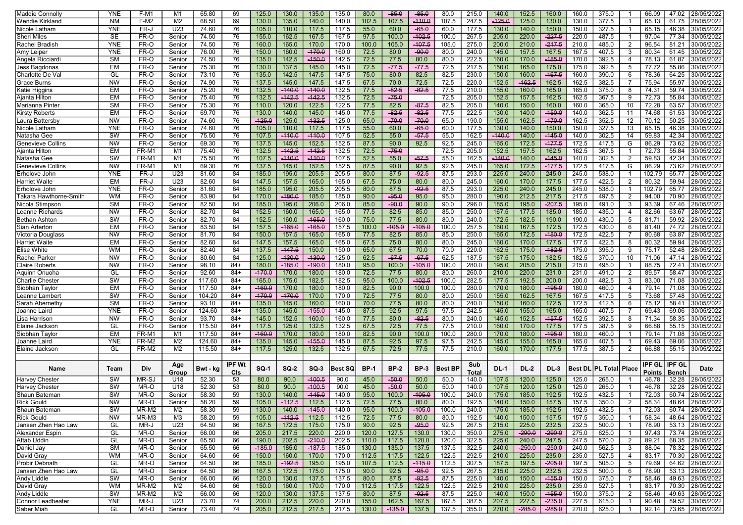| Maddie Connolly | YNE | F-M1 | M1 | 65.80 | 69 | 125.0 | 130.0 | 135.0 | 135.0 | 80.0 | -85.0 | -85.0 | 80.0 | 215.0 | 140.0 | 152.5 | 160.0 | 160.0 | 375.0 | 1 | 66.09 | 47.02 | 28/05/2022 |
|---|---|---|---|---|---|---|---|---|---|---|---|---|---|---|---|---|---|---|---|---|---|---|---|
| Wendie Kirkland | NM | F-M2 | M2 | 68.50 | 69 | 130.0 | 135.0 | 140.0 | 140.0 | 102.5 | 107.5 | -110.0 | 107.5 | 247.5 | -125.0 | 125.0 | 130.0 | 130.0 | 377.5 | 1 | 65.13 | 61.75 | 28/05/2022 |
| Nicole Latham | YNE | FR-J | U23 | 74.60 | 76 | 105.0 | 110.0 | 117.5 | 117.5 | 55.0 | 60.0 | -65.0 | 60.0 | 177.5 | 130.0 | 140.0 | 150.0 | 150.0 | 327.5 | 1 | 65.15 | 46.38 | 30/05/2022 |
| Sheri Miles | SE | FR-O | Senior | 74.50 | 76 | 155.0 | 162.5 | 167.5 | 167.5 | 97.5 | 100.0 | -102.5 | 100.0 | 267.5 | 205.0 | 220.0 | -227.5 | 220.0 | 487.5 | 1 | 97.04 | 77.34 | 30/05/2022 |
| Rachel Bradish | YNE | FR-O | Senior | 74.50 | 76 | 160.0 | 165.0 | 170.0 | 170.0 | 100.0 | 105.0 | -107.5 | 105.0 | 275.0 | 200.0 | 210.0 | -217.5 | 210.0 | 485.0 | 2 | 96.54 | 81.21 | 30/05/2022 |
| Amy Leiper | YNE | FR-O | Senior | 76.00 | 76 | 150.0 | 160.0 | -170.0 | 160.0 | 72.5 | 80.0 | -90.0 | 80.0 | 240.0 | 145.0 | 157.5 | 167.5 | 167.5 | 407.5 | 3 | 80.34 | 61.45 | 30/05/2022 |
| Angela Ricciardi | SM | FR-O | Senior | 74.50 | 76 | 135.0 | 142.5 | -150.0 | 142.5 | 72.5 | 77.5 | 80.0 | 80.0 | 222.5 | 160.0 | 170.0 | -185.0 | 170.0 | 392.5 | 4 | 78.13 | 61.87 | 30/05/2022 |
| Jess Bagdonas | EM | FR-O | Senior | 75.30 | 76 | 130.0 | 137.5 | 145.0 | 145.0 | 72.5 | -77.5 | -77.5 | 72.5 | 217.5 | 150.0 | 165.0 | 175.0 | 175.0 | 392.5 | 5 | 77.72 | 55.86 | 30/05/2022 |
| Charlotte De Val | GL | FR-O | Senior | 73.10 | 76 | 135.0 | 142.5 | 147.5 | 147.5 | 75.0 | 80.0 | 82.5 | 82.5 | 230.0 | 150.0 | 160.0 | -167.5 | 160.0 | 390.0 | 6 | 78.36 | 64.25 | 30/05/2022 |
| Grace Burns | NW | FR-O | Senior | 74.90 | 76 | 137.5 | 145.0 | 147.5 | 147.5 | 67.5 | 70.0 | 72.5 | 72.5 | 220.0 | 152.5 | -162.5 | 162.5 | 162.5 | 382.5 | 7 | 75.94 | 55.97 | 30/05/2022 |
| Katie Higgins | EM | FR-O | Senior | 75.20 | 76 | 132.5 | -140.0 | -140.0 | 132.5 | 77.5 | -82.5 | -82.5 | 77.5 | 210.0 | 155.0 | 160.0 | 165.0 | 165.0 | 375.0 | 8 | 74.31 | 59.74 | 30/05/2022 |
| Ajanta Hilton | EM | FR-O | Senior | 75.40 | 76 | 132.5 | -142.5 | -142.5 | 132.5 | 72.5 | -75.0 | | 72.5 | 205.0 | 152.5 | 157.5 | 162.5 | 162.5 | 367.5 | 9 | 72.73 | 55.84 | 30/05/2022 |
| Marianna Pinter | SM | FR-O | Senior | 75.30 | 76 | 110.0 | 120.0 | 122.5 | 122.5 | 77.5 | 82.5 | -87.5 | 82.5 | 205.0 | 140.0 | 150.0 | 160.0 | 160.0 | 365.0 | 10 | 72.28 | 63.57 | 30/05/2022 |
| Kirsty Roberts | EM | FR-O | Senior | 69.70 | 76 | 130.0 | 140.0 | 145.0 | 145.0 | 77.5 | -82.5 | -82.5 | 77.5 | 222.5 | 130.0 | 140.0 | -150.0 | 140.0 | 362.5 | 11 | 74.68 | 61.53 | 30/05/2022 |
| Laura Battersby | NW | FR-O | Senior | 74.60 | 76 | -125.0 | 125.0 | -132.5 | 125.0 | 65.0 | -70.0 | -70.0 | 65.0 | 190.0 | 155.0 | 162.5 | -170.0 | 162.5 | 352.5 | 12 | 70.12 | 50.25 | 30/05/2022 |
| Nicole Latham | YNE | FR-O | Senior | 74.60 | 76 | 105.0 | 110.0 | 117.5 | 117.5 | 55.0 | 60.0 | -65.0 | 60.0 | 177.5 | 130.0 | 140.0 | 150.0 | 150.0 | 327.5 | 13 | 65.15 | 46.38 | 30/05/2022 |
| Natasha Gee | SW | FR-O | Senior | 75.50 | 76 | 107.5 | -110.0 | -110.0 | 107.5 | 52.5 | 55.0 | -57.5 | 55.0 | 162.5 | -140.0 | 140.0 | -145.0 | 140.0 | 302.5 | 14 | 59.83 | 42.34 | 30/05/2022 |
| Genevieve Collins | NW | FR-O | Senior | 69.30 | 76 | 137.5 | 145.0 | 152.5 | 152.5 | 87.5 | 90.0 | 92.5 | 92.5 | 245.0 | 165.0 | 172.5 | -177.5 | 172.5 | 417.5 | G | 86.29 | 73.62 | 28/05/2022 |
| Ajanta Hilton | EM | FR-M1 | M1 | 75.40 | 76 | 132.5 | -142.5 | -142.5 | 132.5 | 72.5 | -75.0 | | 72.5 | 205.0 | 152.5 | 157.5 | 162.5 | 162.5 | 367.5 | 1 | 72.73 | 55.84 | 30/05/2022 |
| Natasha Gee | SW | FR-M1 | M1 | 75.50 | 76 | 107.5 | -110.0 | -110.0 | 107.5 | 52.5 | 55.0 | -57.5 | 55.0 | 162.5 | -140.0 | 140.0 | -145.0 | 140.0 | 302.5 | 2 | 59.83 | 42.34 | 30/05/2022 |
| Genevieve Collins | NW | FR-M1 | M1 | 69.30 | 76 | 137.5 | 145.0 | 152.5 | 152.5 | 87.5 | 90.0 | 92.5 | 92.5 | 245.0 | 165.0 | 172.5 | -177.5 | 172.5 | 417.5 | G | 86.29 | 73.62 | 28/05/2022 |
| Erhiolove John | YNE | FR-J | U23 | 81.60 | 84 | 185.0 | 195.0 | 205.5 | 205.5 | 80.0 | 87.5 | -92.5 | 87.5 | 293.0 | 225.0 | 240.0 | 245.0 | 245.0 | 538.0 | 1 | 102.79 | 65.77 | 28/05/2022 |
| Harriet Waite | EM | FR-J | U23 | 82.60 | 84 | 147.5 | 157.5 | 165.0 | 165.0 | 67.5 | 75.0 | 80.0 | 80.0 | 245.0 | 160.0 | 170.0 | 177.5 | 177.5 | 422.5 | 2 | 80.32 | 59.94 | 28/05/2022 |
| Erhiolove John | YNE | FR-O | Senior | 81.60 | 84 | 185.0 | 195.0 | 205.5 | 205.5 | 80.0 | 87.5 | -92.5 | 87.5 | 293.0 | 225.0 | 240.0 | 245.0 | 245.0 | 538.0 | 1 | 102.79 | 65.77 | 28/05/2022 |
| Takara Hawthorne-Smith | WM | FR-O | Senior | 83.90 | 84 | 170.0 | -180.0 | 185.0 | 185.0 | 90.0 | -95.0 | 95.0 | 95.0 | 280.0 | 190.0 | 212.5 | 217.5 | 217.5 | 497.5 | 2 | 94.00 | 70.90 | 28/05/2022 |
| Nicola Stimpson | SM | FR-O | Senior | 82.50 | 84 | 185.0 | 195.0 | 206.0 | 206.0 | 85.0 | -90.0 | 90.0 | 90.0 | 296.0 | 185.0 | 195.0 | -207.5 | 195.0 | 491.0 | 3 | 93.39 | 67.46 | 28/05/2022 |
| Leanne Richards | NW | FR-O | Senior | 82.70 | 84 | 152.5 | 160.0 | 165.0 | 165.0 | 77.5 | 82.5 | 85.0 | 85.0 | 250.0 | 167.5 | 177.5 | 185.0 | 185.0 | 435.0 | 4 | 82.66 | 63.67 | 28/05/2022 |
| Bethan Ashton | SW | FR-O | Senior | 82.70 | 84 | 152.5 | 160.0 | -165.0 | 160.0 | 75.0 | 77.5 | 80.0 | 80.0 | 240.0 | 172.5 | 182.5 | 190.0 | 190.0 | 430.5 | 5 | 81.71 | 59.92 | 28/05/2022 |
| Sian Arterton | EM | FR-O | Senior | 83.50 | 84 | 157.5 | -165.0 | -165.0 | 157.5 | 100.0 | -105.0 | -105.0 | 100.0 | 257.5 | 160.0 | 167.5 | 172.5 | 172.5 | 430.0 | 6 | 81.40 | 74.72 | 28/05/2022 |
| Victoria Douglass | NW | FR-O | Senior | 81.70 | 84 | 150.0 | 157.5 | 165.0 | 165.0 | 77.5 | 82.5 | 85.0 | 85.0 | 250.0 | 165.0 | 172.5 | -180.0 | 172.5 | 422.5 | 7 | 80.68 | 63.87 | 28/05/2022 |
| Harriet Waite | EM | FR-O | Senior | 82.60 | 84 | 147.5 | 157.5 | 165.0 | 165.0 | 67.5 | 75.0 | 80.0 | 80.0 | 245.0 | 160.0 | 170.0 | 177.5 | 177.5 | 422.5 | 8 | 80.32 | 59.94 | 28/05/2022 |
| Elise White | WM | FR-O | Senior | 82.40 | 84 | 137.5 | -147.5 | 150.0 | 150.0 | 65.0 | 67.5 | 70.0 | 70.0 | 220.0 | 162.5 | 175.0 | -182.5 | 175.0 | 395.0 | 9 | 75.17 | 52.48 | 28/05/2022 |
| Rachel Parker | NW | FR-O | Senior | 80.60 | 84 | 125.0 | -130.0 | -130.0 | 125.0 | 62.5 | -67.5 | -67.5 | 62.5 | 187.5 | 167.5 | 175.0 | 182.5 | 182.5 | 370.0 | 10 | 71.06 | 47.14 | 28/05/2022 |
| Claire Roberts | NW | FR-O | Senior | 98.10 | 84+ | 180.0 | -185.0 | -190.0 | 180.0 | 95.0 | 100.0 | -105.0 | 100.0 | 280.0 | 195.0 | 205.0 | 215.0 | 215.0 | 495.0 | 1 | 88.75 | 72.41 | 30/05/2022 |
| Aquinn Onuoha | GL | FR-O | Senior | 92.60 | 84+ | -170.0 | 170.0 | 180.0 | 180.0 | 72.5 | 77.5 | 80.0 | 80.0 | 260.0 | 210.0 | 220.0 | 231.0 | 231.0 | 491.0 | 2 | 89.57 | 58.47 | 30/05/2022 |
| Charlie Chester | SW | FR-O | Senior | 117.60 | 84+ | 165.0 | 175.0 | 182.5 | 182.5 | 95.0 | 100.0 | -102.5 | 100.0 | 282.5 | 177.5 | 192.5 | 200.0 | 200.0 | 482.5 | 3 | 83.00 | 71.08 | 30/05/2022 |
| Siobhan Taylor | EM | FR-O | Senior | 117.50 | 84+ | -160.0 | 170.0 | 180.0 | 180.0 | 82.5 | 90.0 | 100.0 | 100.0 | 280.0 | 170.0 | 180.0 | -195.0 | 180.0 | 460.0 | 4 | 79.14 | 71.08 | 30/05/2022 |
| Leanne Lambert | SW | FR-O | Senior | 104.20 | 84+ | -170.0 | -170.0 | 170.0 | 170.0 | 72.5 | 77.5 | 80.0 | 80.0 | 250.0 | 155.0 | 162.5 | 167.5 | 167.5 | 417.5 | 5 | 73.68 | 57.48 | 30/05/2022 |
| Sarah Abernethy | SM | FR-O | Senior | 93.10 | 84+ | 135.0 | 145.0 | 160.0 | 160.0 | 70.0 | 77.5 | 80.0 | 80.0 | 240.0 | 150.0 | 160.0 | 172.5 | 172.5 | 412.5 | 6 | 75.12 | 58.41 | 30/05/2022 |
| Joanne Laird | YNE | FR-O | Senior | 124.60 | 84+ | 135.0 | 145.0 | -155.0 | 145.0 | 87.5 | 92.5 | 97.5 | 97.5 | 242.5 | 145.0 | 155.0 | 165.0 | 165.0 | 407.5 | 7 | 69.43 | 69.06 | 30/05/2022 |
| Lisa Harrison | NW | FR-O | Senior | 93.70 | 84+ | 145.0 | 152.5 | 160.0 | 160.0 | 77.5 | 80.0 | -82.5 | 80.0 | 240.0 | 145.0 | 152.5 | -157.5 | 152.5 | 392.5 | 8 | 71.34 | 58.35 | 30/05/2022 |
| Elaine Jackson | GL | FR-O | Senior | 115.50 | 84+ | 117.5 | 125.0 | 132.5 | 132.5 | 67.5 | 72.5 | 77.5 | 77.5 | 210.0 | 160.0 | 170.0 | 177.5 | 177.5 | 387.5 | 9 | 66.88 | 55.15 | 30/05/2022 |
| Siobhan Taylor | EM | FR-M1 | M1 | 117.50 | 84+ | -160.0 | 170.0 | 180.0 | 180.0 | 82.5 | 90.0 | 100.0 | 100.0 | 280.0 | 170.0 | 180.0 | -195.0 | 180.0 | 460.0 | 1 | 79.14 | 71.08 | 30/05/2022 |
| Joanne Laird | YNE | FR-M2 | M2 | 124.60 | 84+ | 135.0 | 145.0 | -155.0 | 145.0 | 87.5 | 92.5 | 97.5 | 97.5 | 242.5 | 145.0 | 155.0 | 165.0 | 165.0 | 407.5 | 1 | 69.43 | 69.06 | 30/05/2022 |
| Elaine Jackson | GL | FR-M2 | M2 | 115.50 | 84+ | 117.5 | 125.0 | 132.5 | 132.5 | 67.5 | 72.5 | 77.5 | 77.5 | 210.0 | 160.0 | 170.0 | 177.5 | 177.5 | 387.5 | 2 | 66.88 | 55.15 | 30/05/2022 |

| Name | Team | Div | Age Group | Bwt - kg | IPF Wt Cls | SQ-1 | SQ-2 | SQ-3 | Best SQ | BP-1 | BP-2 | BP-3 | Best BP | Sub Total | DL-1 | DL-2 | DL-3 | Best DL | PL Total | Place | IPF GL Points | IPF GL Bench | Date |
|---|---|---|---|---|---|---|---|---|---|---|---|---|---|---|---|---|---|---|---|---|---|---|---|
| Harvey Chester | SW | MR-SJ | U18 | 52.30 | 53 | 80.0 | 90.0 | -100.5 | 90.0 | 45.0 | -50.0 | 50.0 | 50.0 | 140.0 | 107.5 | 120.0 | 125.0 | 125.0 | 265.0 | 1 | 46.78 | 32.28 | 28/05/2022 |
| Harvey Chester | SW | MR-O | U18 | 52.30 | 53 | 80.0 | 90.0 | -100.5 | 90.0 | 45.0 | -50.0 | 50.0 | 50.0 | 140.0 | 107.5 | 120.0 | 125.0 | 125.0 | 265.0 | 1 | 46.78 | 32.28 | 28/05/2022 |
| Shaun Bateman | SW | MR-O | Senior | 58.30 | 59 | 130.0 | 140.0 | -145.0 | 140.0 | 95.0 | 100.0 | -105.0 | 100.0 | 240.0 | 175.0 | 185.0 | 192.5 | 192.5 | 432.5 | 1 | 72.03 | 60.74 | 28/05/2022 |
| Rick Gould | NW | MR-O | Senior | 58.20 | 59 | 105.0 | -112.5 | 112.5 | 112.5 | 72.5 | 77.5 | 80.0 | 80.0 | 192.5 | 140.0 | 150.0 | 157.5 | 157.5 | 350.0 | 2 | 58.34 | 48.64 | 28/05/2022 |
| Shaun Bateman | SW | MR-M2 | M2 | 58.30 | 59 | 130.0 | 140.0 | -145.0 | 140.0 | 95.0 | 100.0 | -105.0 | 100.0 | 240.0 | 175.0 | 185.0 | 192.5 | 192.5 | 432.5 | 1 | 72.03 | 60.74 | 28/05/2022 |
| Rick Gould | NW | MR-M3 | M3 | 58.20 | 59 | 105.0 | -112.5 | 112.5 | 112.5 | 72.5 | 77.5 | 80.0 | 80.0 | 192.5 | 140.0 | 150.0 | 157.5 | 157.5 | 350.0 | 1 | 58.34 | 48.64 | 28/05/2022 |
| Jansen Zhen Hao Law | GL | MR-J | U23 | 64.50 | 66 | 167.5 | 172.5 | 175.0 | 175.0 | 90.0 | 92.5 | -95.0 | 92.5 | 267.5 | 215.0 | 225.0 | 232.5 | 232.5 | 500.0 | 1 | 78.90 | 53.13 | 28/05/2022 |
| Alexander Espin | GL | MR-O | Senior | 66.00 | 66 | 205.0 | 217.5 | 220.0 | 220.0 | 120.0 | 127.5 | 130.0 | 130.0 | 350.0 | 275.0 | -290.0 | -290.0 | 275.0 | 625.0 | 1 | 97.43 | 73.74 | 28/05/2022 |
| Aftab Uddin | GL | MR-O | Senior | 65.50 | 66 | 190.0 | 202.5 | -210.0 | 202.5 | 110.0 | 117.5 | 120.0 | 120.0 | 322.5 | 225.0 | 240.0 | 247.5 | 247.5 | 570.0 | 2 | 89.21 | 68.35 | 28/05/2022 |
| Daniel Jay | SM | MR-O | Senior | 65.50 | 66 | -185.0 | 185.0 | -187.5 | 185.0 | 130.0 | 135.0 | 137.5 | 137.5 | 322.5 | 240.0 | -250.0 | -250.0 | 240.0 | 562.5 | 3 | 88.04 | 78.32 | 28/05/2022 |
| David Gray | WM | MR-O | Senior | 64.60 | 66 | 150.0 | 160.0 | 170.0 | 170.0 | 112.5 | 117.5 | 122.5 | 122.5 | 292.5 | 210.0 | 225.0 | 235.0 | 235.0 | 527.5 | 4 | 83.17 | 70.30 | 28/05/2022 |
| Probir Debnath | GL | MR-O | Senior | 64.50 | 66 | 185.0 | -192.5 | 195.0 | 195.0 | 107.5 | 112.5 | -115.0 | 112.5 | 307.5 | 187.5 | 197.5 | -205.0 | 197.5 | 505.0 | 5 | 79.69 | 64.62 | 28/05/2022 |
| Jansen Zhen Hao Law | GL | MR-O | Senior | 64.50 | 66 | 167.5 | 172.5 | 175.0 | 175.0 | 90.0 | 92.5 | -95.0 | 92.5 | 267.5 | 215.0 | 225.0 | 232.5 | 232.5 | 500.0 | 6 | 78.90 | 53.13 | 28/05/2022 |
| Andy Liddle | SW | MR-O | Senior | 66.00 | 66 | 120.0 | 130.0 | 137.5 | 137.5 | 80.0 | 87.5 | -92.5 | 87.5 | 225.0 | 140.0 | 150.0 | -155.0 | 150.0 | 375.0 | 7 | 58.46 | 49.63 | 28/05/2022 |
| David Gray | WM | MR-M2 | M2 | 64.60 | 66 | 150.0 | 160.0 | 170.0 | 170.0 | 112.5 | 117.5 | 122.5 | 122.5 | 292.5 | 210.0 | 225.0 | 235.0 | 235.0 | 527.5 | 1 | 83.17 | 70.30 | 28/05/2022 |
| Andy Liddle | SW | MR-M2 | M2 | 66.00 | 66 | 120.0 | 130.0 | 137.5 | 137.5 | 80.0 | 87.5 | -92.5 | 87.5 | 225.0 | 140.0 | 150.0 | -155.0 | 150.0 | 375.0 | 2 | 58.46 | 49.63 | 28/05/2022 |
| Connor Leadbeater | YNE | MR-J | U23 | 73.70 | 74 | 200.0 | 212.5 | 220.0 | 220.0 | 155.0 | 162.5 | 167.5 | 167.5 | 387.5 | 207.5 | 227.5 | -235.0 | 227.5 | 615.0 | 1 | 90.48 | 89.52 | 30/05/2022 |
| Saber Miah | GL | MR-O | Senior | 73.40 | 74 | 205.0 | 212.5 | 217.5 | 217.5 | 130.0 | -135.0 | 137.5 | 137.5 | 355.0 | 270.0 | -285.0 | -285.0 | 270.0 | 625.0 | 1 | 92.14 | 73.65 | 28/05/2022 |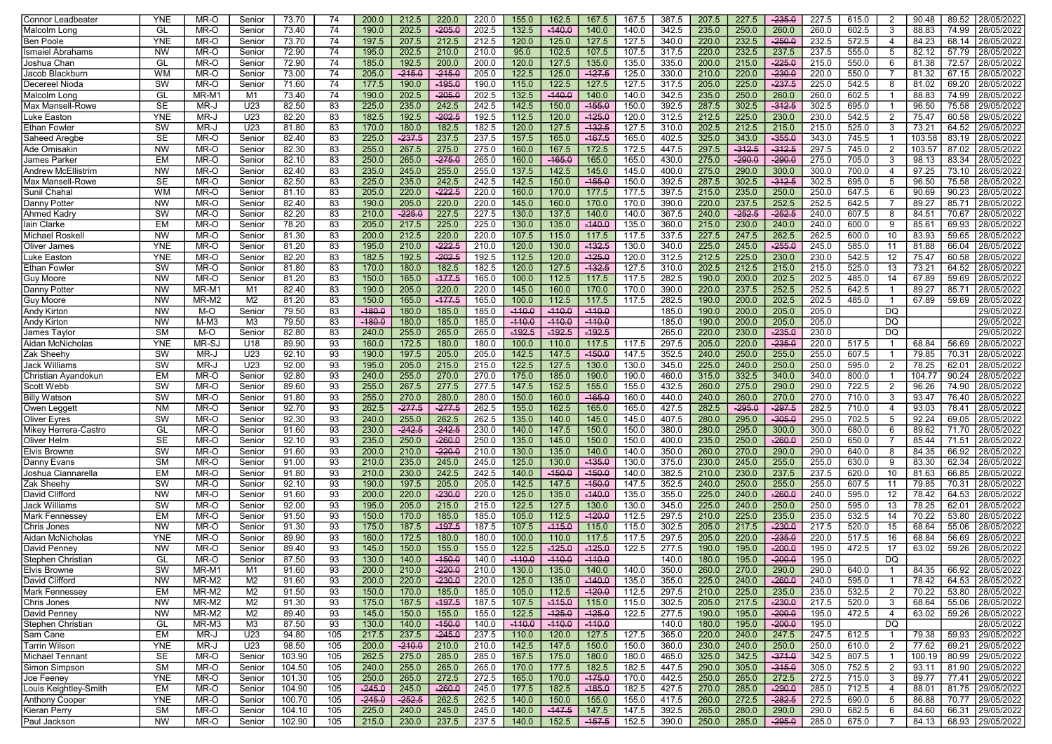| | | | | | | | | | | | | | | | | | | | | | | | |
|---|---|---|---|---|---|---|---|---|---|---|---|---|---|---|---|---|---|---|---|---|---|---|---|
| Connor Leadbeater | YNE | MR-O | Senior | 73.70 | 74 | 200.0 | 212.5 | 220.0 | 220.0 | 155.0 | 162.5 | 167.5 | 167.5 | 387.5 | 207.5 | 227.5 | ~~235.0~~ | 227.5 | 615.0 | 2 | 90.48 | 89.52 | 28/05/2022 |
| Malcolm Long | GL | MR-O | Senior | 73.40 | 74 | 190.0 | 202.5 | ~~205.0~~ | 202.5 | 132.5 | ~~140.0~~ | 140.0 | 140.0 | 342.5 | 235.0 | 250.0 | 260.0 | 260.0 | 602.5 | 3 | 88.83 | 74.99 | 28/05/2022 |
| Ben Poole | YNE | MR-O | Senior | 73.70 | 74 | 197.5 | 207.5 | 212.5 | 212.5 | 120.0 | 125.0 | 127.5 | 127.5 | 340.0 | 220.0 | 232.5 | ~~250.0~~ | 232.5 | 572.5 | 4 | 84.23 | 68.14 | 28/05/2022 |
| Ismaiel Abrahams | NW | MR-O | Senior | 72.90 | 74 | 195.0 | 202.5 | 210.0 | 210.0 | 95.0 | 102.5 | 107.5 | 107.5 | 317.5 | 220.0 | 232.5 | 237.5 | 237.5 | 555.0 | 5 | 82.12 | 57.79 | 28/05/2022 |
| Joshua Chan | GL | MR-O | Senior | 72.90 | 74 | 185.0 | 192.5 | 200.0 | 200.0 | 120.0 | 127.5 | 135.0 | 135.0 | 335.0 | 200.0 | 215.0 | ~~225.0~~ | 215.0 | 550.0 | 6 | 81.38 | 72.57 | 28/05/2022 |
| Jacob Blackburn | WM | MR-O | Senior | 73.00 | 74 | 205.0 | ~~215.0~~ | ~~215.0~~ | 205.0 | 122.5 | 125.0 | ~~127.5~~ | 125.0 | 330.0 | 210.0 | 220.0 | ~~230.0~~ | 220.0 | 550.0 | 7 | 81.32 | 67.15 | 28/05/2022 |
| Decereel Nioda | SW | MR-O | Senior | 71.60 | 74 | 177.5 | 190.0 | ~~195.0~~ | 190.0 | 115.0 | 122.5 | 127.5 | 127.5 | 317.5 | 205.0 | 225.0 | ~~237.5~~ | 225.0 | 542.5 | 8 | 81.02 | 69.20 | 28/05/2022 |
| Malcolm Long | GL | MR-M1 | M1 | 73.40 | 74 | 190.0 | 202.5 | ~~205.0~~ | 202.5 | 132.5 | ~~140.0~~ | 140.0 | 140.0 | 342.5 | 235.0 | 250.0 | 260.0 | 260.0 | 602.5 | 1 | 88.83 | 74.99 | 28/05/2022 |
| Max Mansell-Rowe | SE | MR-J | U23 | 82.50 | 83 | 225.0 | 235.0 | 242.5 | 242.5 | 142.5 | 150.0 | ~~155.0~~ | 150.0 | 392.5 | 287.5 | 302.5 | ~~312.5~~ | 302.5 | 695.0 | 1 | 96.50 | 75.58 | 29/05/2022 |
| Luke Easton | YNE | MR-J | U23 | 82.20 | 83 | 182.5 | 192.5 | ~~202.5~~ | 192.5 | 112.5 | 120.0 | ~~125.0~~ | 120.0 | 312.5 | 212.5 | 225.0 | 230.0 | 230.0 | 542.5 | 2 | 75.47 | 60.58 | 29/05/2022 |
| Ethan Fowler | SW | MR-J | U23 | 81.80 | 83 | 170.0 | 180.0 | 182.5 | 182.5 | 120.0 | 127.5 | ~~132.5~~ | 127.5 | 310.0 | 202.5 | 212.5 | 215.0 | 215.0 | 525.0 | 3 | 73.21 | 64.52 | 29/05/2022 |
| Saheed Aregbe | SE | MR-O | Senior | 82.40 | 83 | 225.0 | ~~237.5~~ | 237.5 | 237.5 | 157.5 | 165.0 | ~~167.5~~ | 165.0 | 402.5 | 325.0 | 343.0 | ~~355.0~~ | 343.0 | 745.5 | 1 | 103.58 | 83.19 | 28/05/2022 |
| Ade Omisakin | NW | MR-O | Senior | 82.30 | 83 | 255.0 | 267.5 | 275.0 | 275.0 | 160.0 | 167.5 | 172.5 | 172.5 | 447.5 | 297.5 | ~~312.5~~ | ~~312.5~~ | 297.5 | 745.0 | 2 | 103.57 | 87.02 | 28/05/2022 |
| James Parker | EM | MR-O | Senior | 82.10 | 83 | 250.0 | 265.0 | ~~275.0~~ | 265.0 | 160.0 | ~~165.0~~ | 165.0 | 165.0 | 430.0 | 275.0 | ~~290.0~~ | ~~290.0~~ | 275.0 | 705.0 | 3 | 98.13 | 83.34 | 28/05/2022 |
| Andrew McEllistrim | NW | MR-O | Senior | 82.40 | 83 | 235.0 | 245.0 | 255.0 | 255.0 | 137.5 | 142.5 | 145.0 | 145.0 | 400.0 | 275.0 | 290.0 | 300.0 | 300.0 | 700.0 | 4 | 97.25 | 73.10 | 28/05/2022 |
| Max Mansell-Rowe | SE | MR-O | Senior | 82.50 | 83 | 225.0 | 235.0 | 242.5 | 242.5 | 142.5 | 150.0 | ~~155.0~~ | 150.0 | 392.5 | 287.5 | 302.5 | ~~312.5~~ | 302.5 | 695.0 | 5 | 96.50 | 75.58 | 28/05/2022 |
| Sunil Chahal | WM | MR-O | Senior | 81.10 | 83 | 205.0 | 220.0 | ~~222.5~~ | 220.0 | 160.0 | 170.0 | 177.5 | 177.5 | 397.5 | 215.0 | 235.0 | 250.0 | 250.0 | 647.5 | 6 | 90.69 | 90.23 | 28/05/2022 |
| Danny Potter | NW | MR-O | Senior | 82.40 | 83 | 190.0 | 205.0 | 220.0 | 220.0 | 145.0 | 160.0 | 170.0 | 170.0 | 390.0 | 220.0 | 237.5 | 252.5 | 252.5 | 642.5 | 7 | 89.27 | 85.71 | 28/05/2022 |
| Ahmed Kadry | SW | MR-O | Senior | 82.20 | 83 | 210.0 | ~~225.0~~ | 227.5 | 227.5 | 130.0 | 137.5 | 140.0 | 140.0 | 367.5 | 240.0 | ~~252.5~~ | ~~252.5~~ | 240.0 | 607.5 | 8 | 84.51 | 70.67 | 28/05/2022 |
| Iain Clarke | EM | MR-O | Senior | 78.20 | 83 | 205.0 | 217.5 | 225.0 | 225.0 | 130.0 | 135.0 | ~~140.0~~ | 135.0 | 360.0 | 215.0 | 230.0 | 240.0 | 240.0 | 600.0 | 9 | 85.61 | 69.93 | 28/05/2022 |
| Michael Roskell | NW | MR-O | Senior | 81.30 | 83 | 200.0 | 212.5 | 220.0 | 220.0 | 107.5 | 115.0 | 117.5 | 117.5 | 337.5 | 227.5 | 247.5 | 262.5 | 262.5 | 600.0 | 10 | 83.93 | 59.65 | 28/05/2022 |
| Oliver James | YNE | MR-O | Senior | 81.20 | 83 | 195.0 | 210.0 | ~~222.5~~ | 210.0 | 120.0 | 130.0 | ~~132.5~~ | 130.0 | 340.0 | 225.0 | 245.0 | ~~255.0~~ | 245.0 | 585.0 | 11 | 81.88 | 66.04 | 28/05/2022 |
| Luke Easton | YNE | MR-O | Senior | 82.20 | 83 | 182.5 | 192.5 | ~~202.5~~ | 192.5 | 112.5 | 120.0 | ~~125.0~~ | 120.0 | 312.5 | 212.5 | 225.0 | 230.0 | 230.0 | 542.5 | 12 | 75.47 | 60.58 | 28/05/2022 |
| Ethan Fowler | SW | MR-O | Senior | 81.80 | 83 | 170.0 | 180.0 | 182.5 | 182.5 | 120.0 | 127.5 | ~~132.5~~ | 127.5 | 310.0 | 202.5 | 212.5 | 215.0 | 215.0 | 525.0 | 13 | 73.21 | 64.52 | 28/05/2022 |
| Guy Moore | NW | MR-O | Senior | 81.20 | 83 | 150.0 | 165.0 | ~~177.5~~ | 165.0 | 100.0 | 112.5 | 117.5 | 117.5 | 282.5 | 190.0 | 200.0 | 202.5 | 202.5 | 485.0 | 14 | 67.89 | 59.69 | 28/05/2022 |
| Danny Potter | NW | MR-M1 | M1 | 82.40 | 83 | 190.0 | 205.0 | 220.0 | 220.0 | 145.0 | 160.0 | 170.0 | 170.0 | 390.0 | 220.0 | 237.5 | 252.5 | 252.5 | 642.5 | 1 | 89.27 | 85.71 | 28/05/2022 |
| Guy Moore | NW | MR-M2 | M2 | 81.20 | 83 | 150.0 | 165.0 | ~~177.5~~ | 165.0 | 100.0 | 112.5 | 117.5 | 117.5 | 282.5 | 190.0 | 200.0 | 202.5 | 202.5 | 485.0 | 1 | 67.89 | 59.69 | 28/05/2022 |
| Andy Kirton | NW | M-O | Senior | 79.50 | 83 | ~~180.0~~ | 180.0 | 185.0 | 185.0 | ~~110.0~~ | ~~110.0~~ | ~~110.0~~ | | 185.0 | 190.0 | 200.0 | 205.0 | 205.0 | | DQ | | | 29/05/2022 |
| Andy Kirton | NW | M-M3 | M3 | 79.50 | 83 | ~~180.0~~ | 180.0 | 185.0 | 185.0 | ~~110.0~~ | ~~110.0~~ | ~~110.0~~ | | 185.0 | 190.0 | 200.0 | 205.0 | 205.0 | | DQ | | | 29/05/2022 |
| James Taylor | SM | M-O | Senior | 82.80 | 83 | 240.0 | 255.0 | 265.0 | 265.0 | ~~192.5~~ | ~~192.5~~ | ~~192.5~~ | | 265.0 | 220.0 | 230.0 | ~~235.0~~ | 230.0 | | DQ | | | 29/05/2022 |
| Aidan McNicholas | YNE | MR-SJ | U18 | 89.90 | 93 | 160.0 | 172.5 | 180.0 | 180.0 | 100.0 | 110.0 | 117.5 | 117.5 | 297.5 | 205.0 | 220.0 | ~~235.0~~ | 220.0 | 517.5 | 1 | 68.84 | 56.69 | 28/05/2022 |
| Zak Sheehy | SW | MR-J | U23 | 92.10 | 93 | 190.0 | 197.5 | 205.0 | 205.0 | 142.5 | 147.5 | ~~150.0~~ | 147.5 | 352.5 | 240.0 | 250.0 | 255.0 | 255.0 | 607.5 | 1 | 79.85 | 70.31 | 28/05/2022 |
| Jack Williams | SW | MR-J | U23 | 92.00 | 93 | 195.0 | 205.0 | 215.0 | 215.0 | 122.5 | 127.5 | 130.0 | 130.0 | 345.0 | 225.0 | 240.0 | 250.0 | 250.0 | 595.0 | 2 | 78.25 | 62.01 | 28/05/2022 |
| Christian Ayandokun | EM | MR-O | Senior | 92.80 | 93 | 240.0 | 255.0 | 270.0 | 270.0 | 175.0 | 185.0 | 190.0 | 190.0 | 460.0 | 315.0 | 332.5 | 340.0 | 340.0 | 800.0 | 1 | 104.77 | 90.24 | 28/05/2022 |
| Scott Webb | SW | MR-O | Senior | 89.60 | 93 | 255.0 | 267.5 | 277.5 | 277.5 | 147.5 | 152.5 | 155.0 | 155.0 | 432.5 | 260.0 | 275.0 | 290.0 | 290.0 | 722.5 | 2 | 96.26 | 74.90 | 28/05/2022 |
| Billy Watson | SW | MR-O | Senior | 91.80 | 93 | 255.0 | 270.0 | 280.0 | 280.0 | 150.0 | 160.0 | ~~165.0~~ | 160.0 | 440.0 | 240.0 | 260.0 | 270.0 | 270.0 | 710.0 | 3 | 93.47 | 76.40 | 28/05/2022 |
| Owen Leggett | NM | MR-O | Senior | 92.70 | 93 | 262.5 | ~~277.5~~ | ~~277.5~~ | 262.5 | 155.0 | 162.5 | 165.0 | 165.0 | 427.5 | 282.5 | ~~295.0~~ | ~~297.5~~ | 282.5 | 710.0 | 4 | 93.03 | 78.41 | 28/05/2022 |
| Oliver Eyres | SW | MR-O | Senior | 92.30 | 93 | 240.0 | 255.0 | 262.5 | 262.5 | 135.0 | 140.0 | 145.0 | 145.0 | 407.5 | 280.0 | 295.0 | ~~305.0~~ | 295.0 | 702.5 | 5 | 92.24 | 69.05 | 28/05/2022 |
| Mikey Herrera-Castro | GL | MR-O | Senior | 91.60 | 93 | 230.0 | ~~242.5~~ | ~~242.5~~ | 230.0 | 140.0 | 147.5 | 150.0 | 150.0 | 380.0 | 280.0 | 295.0 | 300.0 | 300.0 | 680.0 | 6 | 89.62 | 71.70 | 28/05/2022 |
| Oliver Helm | SE | MR-O | Senior | 92.10 | 93 | 235.0 | 250.0 | ~~260.0~~ | 250.0 | 135.0 | 145.0 | 150.0 | 150.0 | 400.0 | 235.0 | 250.0 | ~~260.0~~ | 250.0 | 650.0 | 7 | 85.44 | 71.51 | 28/05/2022 |
| Elvis Browne | SW | MR-O | Senior | 91.60 | 93 | 200.0 | 210.0 | ~~220.0~~ | 210.0 | 130.0 | 135.0 | 140.0 | 140.0 | 350.0 | 260.0 | 270.0 | 290.0 | 290.0 | 640.0 | 8 | 84.35 | 66.92 | 28/05/2022 |
| Danny Evans | SM | MR-O | Senior | 91.00 | 93 | 210.0 | 235.0 | 245.0 | 245.0 | 125.0 | 130.0 | ~~135.0~~ | 130.0 | 375.0 | 230.0 | 245.0 | 255.0 | 255.0 | 630.0 | 9 | 83.30 | 62.34 | 28/05/2022 |
| Joshua Ciannarella | EM | MR-O | Senior | 91.80 | 93 | 210.0 | 230.0 | 242.5 | 242.5 | 140.0 | ~~150.0~~ | ~~150.0~~ | 140.0 | 382.5 | 210.0 | 230.0 | 237.5 | 237.5 | 620.0 | 10 | 81.63 | 66.85 | 28/05/2022 |
| Zak Sheehy | SW | MR-O | Senior | 92.10 | 93 | 190.0 | 197.5 | 205.0 | 205.0 | 142.5 | 147.5 | ~~150.0~~ | 147.5 | 352.5 | 240.0 | 250.0 | 255.0 | 255.0 | 607.5 | 11 | 79.85 | 70.31 | 28/05/2022 |
| David Clifford | NW | MR-O | Senior | 91.60 | 93 | 200.0 | 220.0 | ~~230.0~~ | 220.0 | 125.0 | 135.0 | ~~140.0~~ | 135.0 | 355.0 | 225.0 | 240.0 | ~~260.0~~ | 240.0 | 595.0 | 12 | 78.42 | 64.53 | 28/05/2022 |
| Jack Williams | SW | MR-O | Senior | 92.00 | 93 | 195.0 | 205.0 | 215.0 | 215.0 | 122.5 | 127.5 | 130.0 | 130.0 | 345.0 | 225.0 | 240.0 | 250.0 | 250.0 | 595.0 | 13 | 78.25 | 62.01 | 28/05/2022 |
| Mark Fennessey | EM | MR-O | Senior | 91.50 | 93 | 150.0 | 170.0 | 185.0 | 185.0 | 105.0 | 112.5 | ~~120.0~~ | 112.5 | 297.5 | 210.0 | 225.0 | 235.0 | 235.0 | 532.5 | 14 | 70.22 | 53.80 | 28/05/2022 |
| Chris Jones | NW | MR-O | Senior | 91.30 | 93 | 175.0 | 187.5 | ~~197.5~~ | 187.5 | 107.5 | ~~115.0~~ | 115.0 | 115.0 | 302.5 | 205.0 | 217.5 | ~~230.0~~ | 217.5 | 520.0 | 15 | 68.64 | 55.06 | 28/05/2022 |
| Aidan McNicholas | YNE | MR-O | Senior | 89.90 | 93 | 160.0 | 172.5 | 180.0 | 180.0 | 100.0 | 110.0 | 117.5 | 117.5 | 297.5 | 205.0 | 220.0 | ~~235.0~~ | 220.0 | 517.5 | 16 | 68.84 | 56.69 | 28/05/2022 |
| David Penney | NW | MR-O | Senior | 89.40 | 93 | 145.0 | 150.0 | 155.0 | 155.0 | 122.5 | ~~125.0~~ | ~~125.0~~ | 122.5 | 277.5 | 190.0 | 195.0 | ~~200.0~~ | 195.0 | 472.5 | 17 | 63.02 | 59.26 | 28/05/2022 |
| Stephen Christian | GL | MR-O | Senior | 87.50 | 93 | 130.0 | 140.0 | ~~150.0~~ | 140.0 | ~~110.0~~ | ~~110.0~~ | ~~110.0~~ | | 140.0 | 180.0 | 195.0 | ~~200.0~~ | 195.0 | | DQ | | | 28/05/2022 |
| Elvis Browne | SW | MR-M1 | M1 | 91.60 | 93 | 200.0 | 210.0 | ~~220.0~~ | 210.0 | 130.0 | 135.0 | 140.0 | 140.0 | 350.0 | 260.0 | 270.0 | 290.0 | 290.0 | 640.0 | 1 | 84.35 | 66.92 | 28/05/2022 |
| David Clifford | NW | MR-M2 | M2 | 91.60 | 93 | 200.0 | 220.0 | ~~230.0~~ | 220.0 | 125.0 | 135.0 | ~~140.0~~ | 135.0 | 355.0 | 225.0 | 240.0 | ~~260.0~~ | 240.0 | 595.0 | 1 | 78.42 | 64.53 | 28/05/2022 |
| Mark Fennessey | EM | MR-M2 | M2 | 91.50 | 93 | 150.0 | 170.0 | 185.0 | 185.0 | 105.0 | 112.5 | ~~120.0~~ | 112.5 | 297.5 | 210.0 | 225.0 | 235.0 | 235.0 | 532.5 | 2 | 70.22 | 53.80 | 28/05/2022 |
| Chris Jones | NW | MR-M2 | M2 | 91.30 | 93 | 175.0 | 187.5 | ~~197.5~~ | 187.5 | 107.5 | ~~115.0~~ | 115.0 | 115.0 | 302.5 | 205.0 | 217.5 | ~~230.0~~ | 217.5 | 520.0 | 3 | 68.64 | 55.06 | 28/05/2022 |
| David Penney | NW | MR-M2 | M2 | 89.40 | 93 | 145.0 | 150.0 | 155.0 | 155.0 | 122.5 | ~~125.0~~ | ~~125.0~~ | 122.5 | 277.5 | 190.0 | 195.0 | ~~200.0~~ | 195.0 | 472.5 | 4 | 63.02 | 59.26 | 28/05/2022 |
| Stephen Christian | GL | MR-M3 | M3 | 87.50 | 93 | 130.0 | 140.0 | ~~150.0~~ | 140.0 | ~~110.0~~ | ~~110.0~~ | ~~110.0~~ | | 140.0 | 180.0 | 195.0 | ~~200.0~~ | 195.0 | | DQ | | | 28/05/2022 |
| Sam Cane | EM | MR-J | U23 | 94.80 | 105 | 217.5 | 237.5 | ~~245.0~~ | 237.5 | 110.0 | 120.0 | 127.5 | 127.5 | 365.0 | 220.0 | 240.0 | 247.5 | 247.5 | 612.5 | 1 | 79.38 | 59.93 | 29/05/2022 |
| Tarrin Wilson | YNE | MR-J | U23 | 98.50 | 105 | 200.0 | ~~210.0~~ | 210.0 | 210.0 | 142.5 | 147.5 | 150.0 | 150.0 | 360.0 | 230.0 | 240.0 | 250.0 | 250.0 | 610.0 | 2 | 77.62 | 69.21 | 29/05/2022 |
| Michael Tennant | SE | MR-O | Senior | 103.90 | 105 | 262.5 | 275.0 | 285.0 | 285.0 | 167.5 | 175.0 | 180.0 | 180.0 | 465.0 | 325.0 | 342.5 | ~~371.0~~ | 342.5 | 807.5 | 1 | 100.19 | 80.99 | 29/05/2022 |
| Simon Simpson | SM | MR-O | Senior | 104.50 | 105 | 240.0 | 255.0 | 265.0 | 265.0 | 170.0 | 177.5 | 182.5 | 182.5 | 447.5 | 290.0 | 305.0 | ~~315.0~~ | 305.0 | 752.5 | 2 | 93.11 | 81.90 | 29/05/2022 |
| Joe Feeney | YNE | MR-O | Senior | 101.30 | 105 | 250.0 | 265.0 | 272.5 | 272.5 | 165.0 | 170.0 | ~~175.0~~ | 170.0 | 442.5 | 250.0 | 265.0 | 272.5 | 272.5 | 715.0 | 3 | 89.77 | 77.41 | 29/05/2022 |
| Louis Keightley-Smith | EM | MR-O | Senior | 104.90 | 105 | ~~245.0~~ | 245.0 | ~~260.0~~ | 245.0 | 177.5 | 182.5 | ~~185.0~~ | 182.5 | 427.5 | 270.0 | 285.0 | ~~290.0~~ | 285.0 | 712.5 | 4 | 88.01 | 81.75 | 29/05/2022 |
| Anthony Cooper | YNE | MR-O | Senior | 100.70 | 105 | ~~245.0~~ | ~~252.5~~ | 262.5 | 262.5 | 140.0 | 150.0 | 155.0 | 155.0 | 417.5 | 260.0 | 272.5 | ~~282.5~~ | 272.5 | 690.0 | 5 | 86.88 | 70.77 | 29/05/2022 |
| Kieran Perry | SM | MR-O | Senior | 104.10 | 105 | 225.0 | 240.0 | 245.0 | 245.0 | 140.0 | ~~147.5~~ | 147.5 | 147.5 | 392.5 | 265.0 | 280.0 | 290.0 | 290.0 | 682.5 | 6 | 84.60 | 66.31 | 29/05/2022 |
| Paul Jackson | NW | MR-O | Senior | 102.90 | 105 | 215.0 | 230.0 | 237.5 | 237.5 | 140.0 | 152.5 | ~~157.5~~ | 152.5 | 390.0 | 250.0 | 285.0 | ~~295.0~~ | 285.0 | 675.0 | 7 | 84.13 | 68.93 | 29/05/2022 |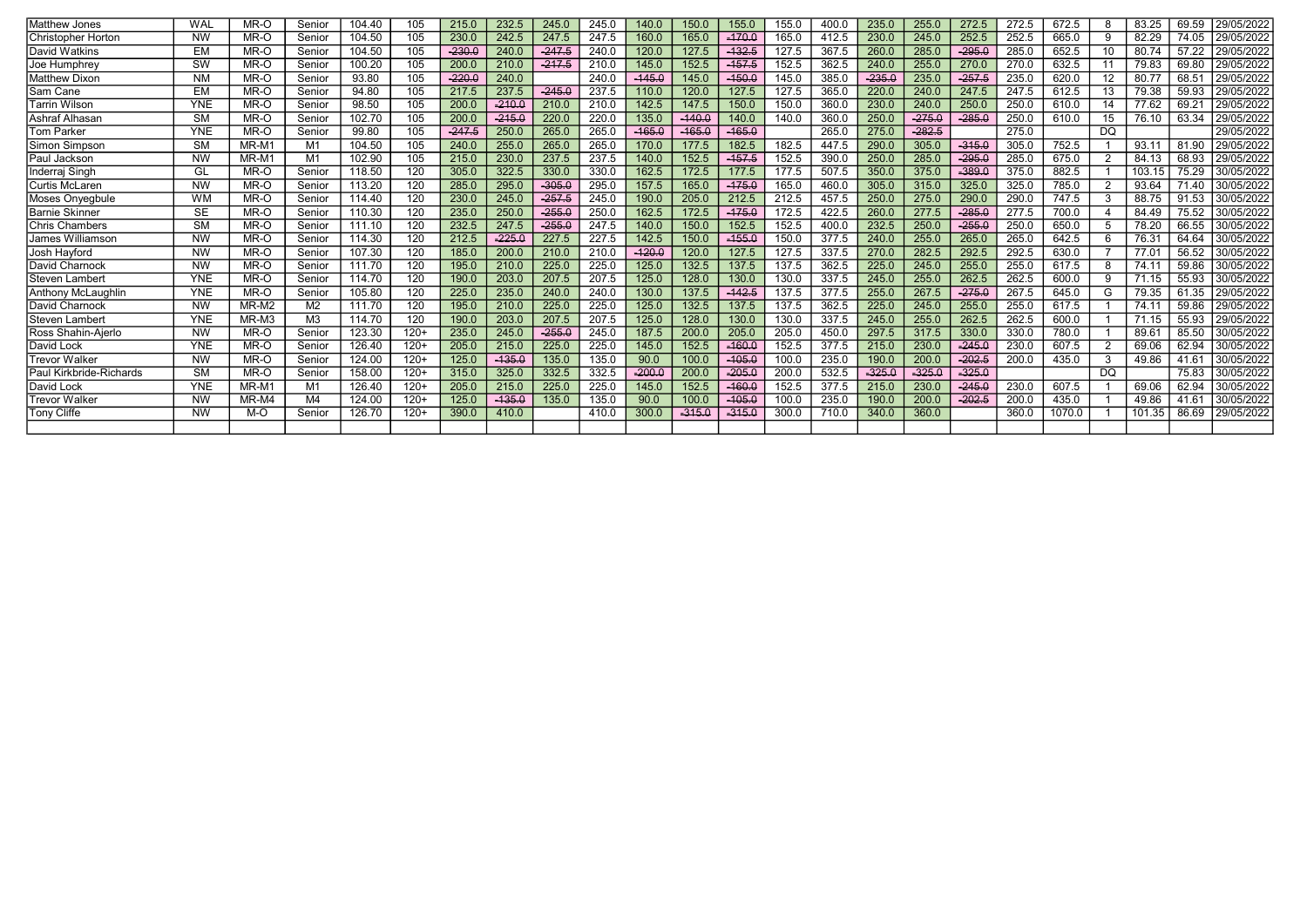| | | | | | | | | | | | | | | | | | | | | | | | |
|---|---|---|---|---|---|---|---|---|---|---|---|---|---|---|---|---|---|---|---|---|---|---|---|
| Matthew Jones | WAL | MR-O | Senior | 104.40 | 105 | 215.0 | 232.5 | 245.0 | 245.0 | 140.0 | 150.0 | 155.0 | 155.0 | 400.0 | 235.0 | 255.0 | 272.5 | 272.5 | 672.5 | 8 | 83.25 | 69.59 | 29/05/2022 |
| Christopher Horton | NW | MR-O | Senior | 104.50 | 105 | 230.0 | 242.5 | 247.5 | 247.5 | 160.0 | 165.0 | ~~-170.0~~ | 165.0 | 412.5 | 230.0 | 245.0 | 252.5 | 252.5 | 665.0 | 9 | 82.29 | 74.05 | 29/05/2022 |
| David Watkins | EM | MR-O | Senior | 104.50 | 105 | ~~-230.0~~ | 240.0 | ~~-247.5~~ | 240.0 | 120.0 | 127.5 | ~~-132.5~~ | 127.5 | 367.5 | 260.0 | 285.0 | ~~-295.0~~ | 285.0 | 652.5 | 10 | 80.74 | 57.22 | 29/05/2022 |
| Joe Humphrey | SW | MR-O | Senior | 100.20 | 105 | 200.0 | 210.0 | ~~-217.5~~ | 210.0 | 145.0 | 152.5 | ~~-157.5~~ | 152.5 | 362.5 | 240.0 | 255.0 | 270.0 | 270.0 | 632.5 | 11 | 79.83 | 69.80 | 29/05/2022 |
| Matthew Dixon | NM | MR-O | Senior | 93.80 | 105 | ~~-220.0~~ | 240.0 | | 240.0 | ~~-145.0~~ | 145.0 | ~~-150.0~~ | 145.0 | 385.0 | ~~-235.0~~ | 235.0 | ~~-257.5~~ | 235.0 | 620.0 | 12 | 80.77 | 68.51 | 29/05/2022 |
| Sam Cane | EM | MR-O | Senior | 94.80 | 105 | 217.5 | 237.5 | ~~-245.0~~ | 237.5 | 110.0 | 120.0 | 127.5 | 127.5 | 365.0 | 220.0 | 240.0 | 247.5 | 247.5 | 612.5 | 13 | 79.38 | 59.93 | 29/05/2022 |
| Tarrin Wilson | YNE | MR-O | Senior | 98.50 | 105 | 200.0 | ~~-210.0~~ | 210.0 | 210.0 | 142.5 | 147.5 | 150.0 | 150.0 | 360.0 | 230.0 | 240.0 | 250.0 | 250.0 | 610.0 | 14 | 77.62 | 69.21 | 29/05/2022 |
| Ashraf Alhasan | SM | MR-O | Senior | 102.70 | 105 | 200.0 | ~~-215.0~~ | 220.0 | 220.0 | 135.0 | ~~-140.0~~ | 140.0 | 140.0 | 360.0 | 250.0 | ~~-275.0~~ | ~~-285.0~~ | 250.0 | 610.0 | 15 | 76.10 | 63.34 | 29/05/2022 |
| Tom Parker | YNE | MR-O | Senior | 99.80 | 105 | ~~-247.5~~ | 250.0 | 265.0 | 265.0 | ~~-165.0~~ | ~~-165.0~~ | ~~-165.0~~ | | 265.0 | 275.0 | ~~-282.5~~ | | 275.0 | | DQ | | | 29/05/2022 |
| Simon Simpson | SM | MR-M1 | M1 | 104.50 | 105 | 240.0 | 255.0 | 265.0 | 265.0 | 170.0 | 177.5 | 182.5 | 182.5 | 447.5 | 290.0 | 305.0 | ~~-315.0~~ | 305.0 | 752.5 | 1 | 93.11 | 81.90 | 29/05/2022 |
| Paul Jackson | NW | MR-M1 | M1 | 102.90 | 105 | 215.0 | 230.0 | 237.5 | 237.5 | 140.0 | 152.5 | ~~-157.5~~ | 152.5 | 390.0 | 250.0 | 285.0 | ~~-295.0~~ | 285.0 | 675.0 | 2 | 84.13 | 68.93 | 29/05/2022 |
| Inderraj Singh | GL | MR-O | Senior | 118.50 | 120 | 305.0 | 322.5 | 330.0 | 330.0 | 162.5 | 172.5 | 177.5 | 177.5 | 507.5 | 350.0 | 375.0 | ~~-389.0~~ | 375.0 | 882.5 | 1 | 103.15 | 75.29 | 30/05/2022 |
| Curtis McLaren | NW | MR-O | Senior | 113.20 | 120 | 285.0 | 295.0 | ~~-305.0~~ | 295.0 | 157.5 | 165.0 | ~~-175.0~~ | 165.0 | 460.0 | 305.0 | 315.0 | 325.0 | 325.0 | 785.0 | 2 | 93.64 | 71.40 | 30/05/2022 |
| Moses Onyegbule | WM | MR-O | Senior | 114.40 | 120 | 230.0 | 245.0 | ~~-257.5~~ | 245.0 | 190.0 | 205.0 | 212.5 | 212.5 | 457.5 | 250.0 | 275.0 | 290.0 | 290.0 | 747.5 | 3 | 88.75 | 91.53 | 30/05/2022 |
| Barnie Skinner | SE | MR-O | Senior | 110.30 | 120 | 235.0 | 250.0 | ~~-255.0~~ | 250.0 | 162.5 | 172.5 | ~~-175.0~~ | 172.5 | 422.5 | 260.0 | 277.5 | ~~-285.0~~ | 277.5 | 700.0 | 4 | 84.49 | 75.52 | 30/05/2022 |
| Chris Chambers | SM | MR-O | Senior | 111.10 | 120 | 232.5 | 247.5 | ~~-255.0~~ | 247.5 | 140.0 | 150.0 | 152.5 | 152.5 | 400.0 | 232.5 | 250.0 | ~~-255.0~~ | 250.0 | 650.0 | 5 | 78.20 | 66.55 | 30/05/2022 |
| James Williamson | NW | MR-O | Senior | 114.30 | 120 | 212.5 | ~~-225.0~~ | 227.5 | 227.5 | 142.5 | 150.0 | ~~-155.0~~ | 150.0 | 377.5 | 240.0 | 255.0 | 265.0 | 265.0 | 642.5 | 6 | 76.31 | 64.64 | 30/05/2022 |
| Josh Hayford | NW | MR-O | Senior | 107.30 | 120 | 185.0 | 200.0 | 210.0 | 210.0 | ~~-120.0~~ | 120.0 | 127.5 | 127.5 | 337.5 | 270.0 | 282.5 | 292.5 | 292.5 | 630.0 | 7 | 77.01 | 56.52 | 30/05/2022 |
| David Charnock | NW | MR-O | Senior | 111.70 | 120 | 195.0 | 210.0 | 225.0 | 225.0 | 125.0 | 132.5 | 137.5 | 137.5 | 362.5 | 225.0 | 245.0 | 255.0 | 255.0 | 617.5 | 8 | 74.11 | 59.86 | 30/05/2022 |
| Steven Lambert | YNE | MR-O | Senior | 114.70 | 120 | 190.0 | 203.0 | 207.5 | 207.5 | 125.0 | 128.0 | 130.0 | 130.0 | 337.5 | 245.0 | 255.0 | 262.5 | 262.5 | 600.0 | 9 | 71.15 | 55.93 | 30/05/2022 |
| Anthony McLaughlin | YNE | MR-O | Senior | 105.80 | 120 | 225.0 | 235.0 | 240.0 | 240.0 | 130.0 | 137.5 | ~~-142.5~~ | 137.5 | 377.5 | 255.0 | 267.5 | ~~-275.0~~ | 267.5 | 645.0 | G | 79.35 | 61.35 | 29/05/2022 |
| David Charnock | NW | MR-M2 | M2 | 111.70 | 120 | 195.0 | 210.0 | 225.0 | 225.0 | 125.0 | 132.5 | 137.5 | 137.5 | 362.5 | 225.0 | 245.0 | 255.0 | 255.0 | 617.5 | 1 | 74.11 | 59.86 | 29/05/2022 |
| Steven Lambert | YNE | MR-M3 | M3 | 114.70 | 120 | 190.0 | 203.0 | 207.5 | 207.5 | 125.0 | 128.0 | 130.0 | 130.0 | 337.5 | 245.0 | 255.0 | 262.5 | 262.5 | 600.0 | 1 | 71.15 | 55.93 | 29/05/2022 |
| Ross Shahin-Ajerlo | NW | MR-O | Senior | 123.30 | 120+ | 235.0 | 245.0 | ~~-255.0~~ | 245.0 | 187.5 | 200.0 | 205.0 | 205.0 | 450.0 | 297.5 | 317.5 | 330.0 | 330.0 | 780.0 | 1 | 89.61 | 85.50 | 30/05/2022 |
| David Lock | YNE | MR-O | Senior | 126.40 | 120+ | 205.0 | 215.0 | 225.0 | 225.0 | 145.0 | 152.5 | ~~-160.0~~ | 152.5 | 377.5 | 215.0 | 230.0 | ~~-245.0~~ | 230.0 | 607.5 | 2 | 69.06 | 62.94 | 30/05/2022 |
| Trevor Walker | NW | MR-O | Senior | 124.00 | 120+ | 125.0 | ~~-135.0~~ | 135.0 | 135.0 | 90.0 | 100.0 | ~~-105.0~~ | 100.0 | 235.0 | 190.0 | 200.0 | ~~-202.5~~ | 200.0 | 435.0 | 3 | 49.86 | 41.61 | 30/05/2022 |
| Paul Kirkbride-Richards | SM | MR-O | Senior | 158.00 | 120+ | 315.0 | 325.0 | 332.5 | 332.5 | ~~-200.0~~ | 200.0 | ~~-205.0~~ | 200.0 | 532.5 | ~~-325.0~~ | ~~-325.0~~ | ~~-325.0~~ | | | DQ | | 75.83 | 30/05/2022 |
| David Lock | YNE | MR-M1 | M1 | 126.40 | 120+ | 205.0 | 215.0 | 225.0 | 225.0 | 145.0 | 152.5 | ~~-160.0~~ | 152.5 | 377.5 | 215.0 | 230.0 | ~~-245.0~~ | 230.0 | 607.5 | 1 | 69.06 | 62.94 | 30/05/2022 |
| Trevor Walker | NW | MR-M4 | M4 | 124.00 | 120+ | 125.0 | ~~-135.0~~ | 135.0 | 135.0 | 90.0 | 100.0 | ~~-105.0~~ | 100.0 | 235.0 | 190.0 | 200.0 | ~~-202.5~~ | 200.0 | 435.0 | 1 | 49.86 | 41.61 | 30/05/2022 |
| Tony Cliffe | NW | M-O | Senior | 126.70 | 120+ | 390.0 | 410.0 | | 410.0 | 300.0 | ~~-315.0~~ | ~~-315.0~~ | 300.0 | 710.0 | 340.0 | 360.0 | | 360.0 | 1070.0 | 1 | 101.35 | 86.69 | 29/05/2022 |